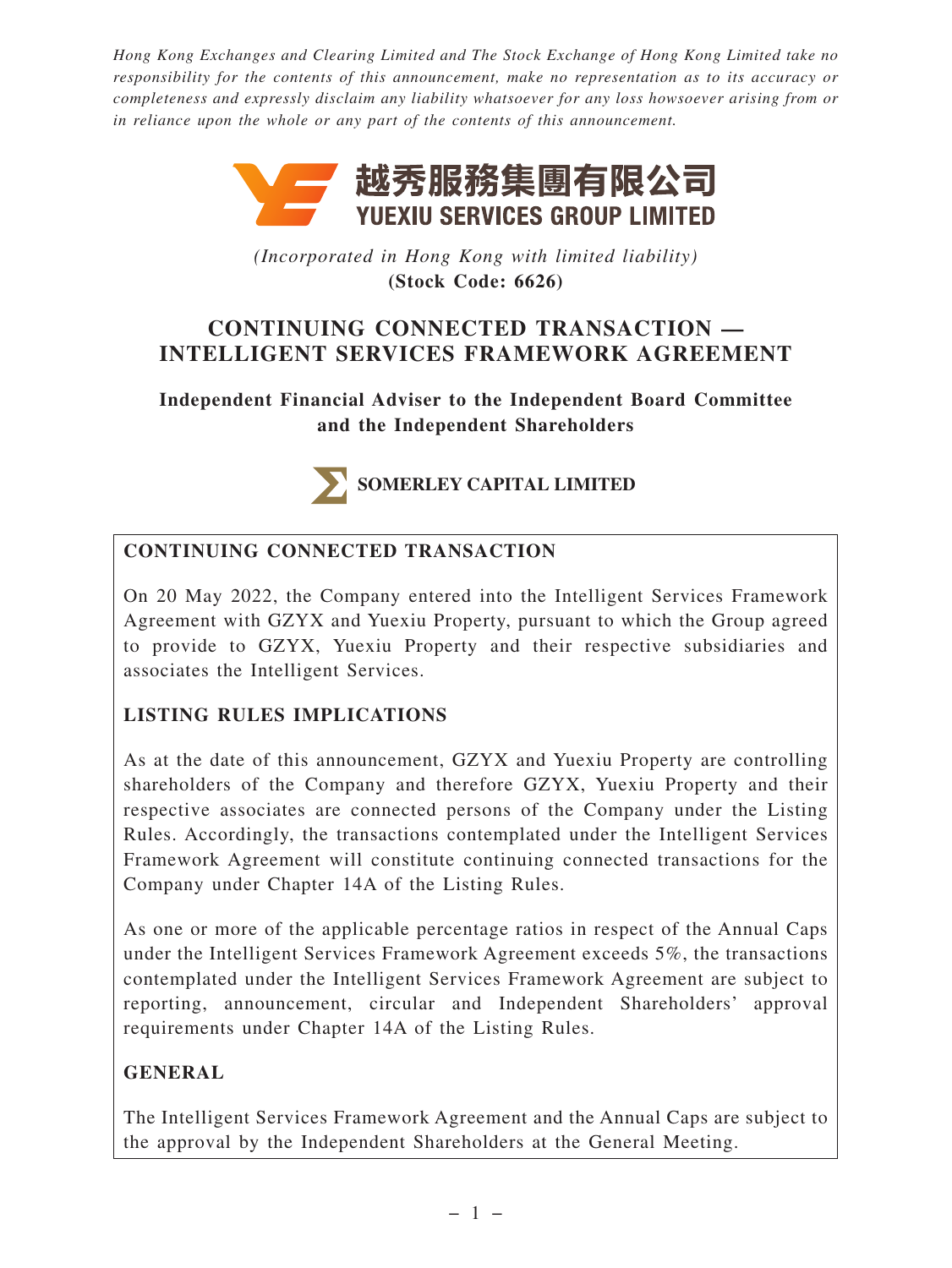*Hong Kong Exchanges and Clearing Limited and The Stock Exchange of Hong Kong Limited take no responsibility for the contents of this announcement, make no representation as to its accuracy or completeness and expressly disclaim any liability whatsoever for any loss howsoever arising from or in reliance upon the whole or any part of the contents of this announcement.*

**越秀服務集團有限公司**
**YUEXIU SERVICES GROUP LIMITED**

*(Incorporated in Hong Kong with limited liability)*
**(Stock Code: 6626)**

# CONTINUING CONNECTED TRANSACTION — INTELLIGENT SERVICES FRAMEWORK AGREEMENT

**Independent Financial Adviser to the Independent Board Committee and the Independent Shareholders**

**SOMERLEY CAPITAL LIMITED**

## CONTINUING CONNECTED TRANSACTION

On 20 May 2022, the Company entered into the Intelligent Services Framework Agreement with GZYX and Yuexiu Property, pursuant to which the Group agreed to provide to GZYX, Yuexiu Property and their respective subsidiaries and associates the Intelligent Services.

## LISTING RULES IMPLICATIONS

As at the date of this announcement, GZYX and Yuexiu Property are controlling shareholders of the Company and therefore GZYX, Yuexiu Property and their respective associates are connected persons of the Company under the Listing Rules. Accordingly, the transactions contemplated under the Intelligent Services Framework Agreement will constitute continuing connected transactions for the Company under Chapter 14A of the Listing Rules.

As one or more of the applicable percentage ratios in respect of the Annual Caps under the Intelligent Services Framework Agreement exceeds 5%, the transactions contemplated under the Intelligent Services Framework Agreement are subject to reporting, announcement, circular and Independent Shareholders' approval requirements under Chapter 14A of the Listing Rules.

## GENERAL

The Intelligent Services Framework Agreement and the Annual Caps are subject to the approval by the Independent Shareholders at the General Meeting.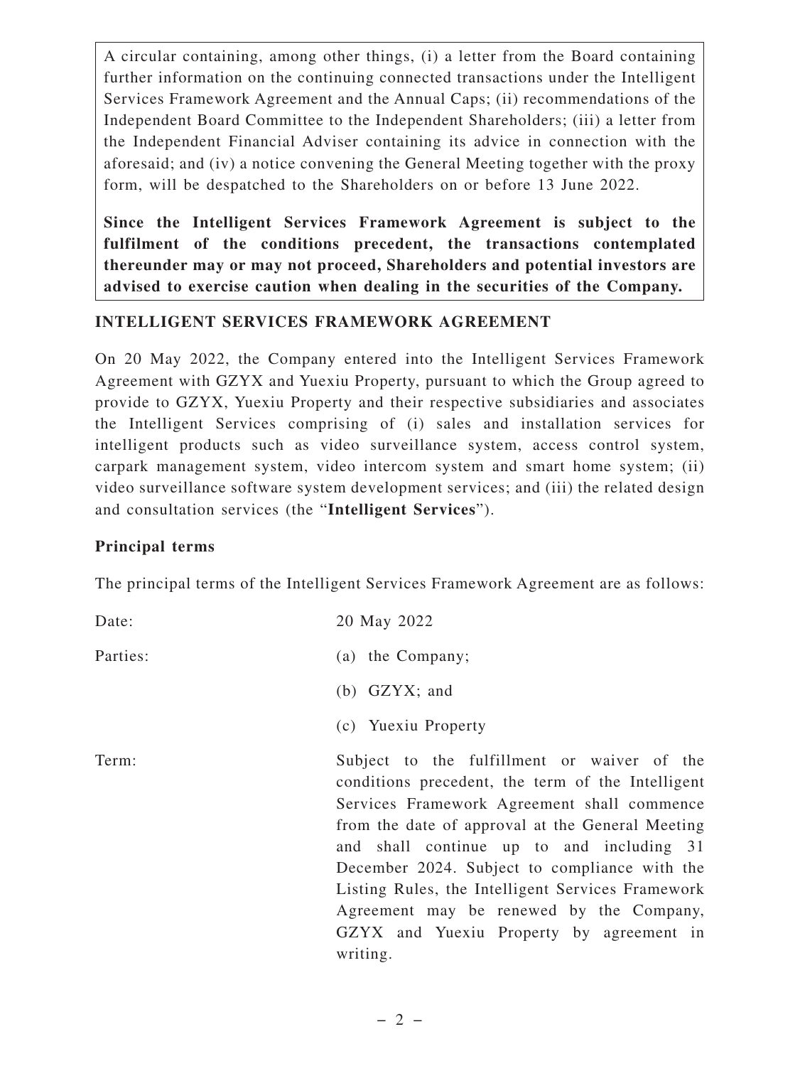A circular containing, among other things, (i) a letter from the Board containing further information on the continuing connected transactions under the Intelligent Services Framework Agreement and the Annual Caps; (ii) recommendations of the Independent Board Committee to the Independent Shareholders; (iii) a letter from the Independent Financial Adviser containing its advice in connection with the aforesaid; and (iv) a notice convening the General Meeting together with the proxy form, will be despatched to the Shareholders on or before 13 June 2022.

**Since the Intelligent Services Framework Agreement is subject to the fulfilment of the conditions precedent, the transactions contemplated thereunder may or may not proceed, Shareholders and potential investors are advised to exercise caution when dealing in the securities of the Company.**

## INTELLIGENT SERVICES FRAMEWORK AGREEMENT

On 20 May 2022, the Company entered into the Intelligent Services Framework Agreement with GZYX and Yuexiu Property, pursuant to which the Group agreed to provide to GZYX, Yuexiu Property and their respective subsidiaries and associates the Intelligent Services comprising of (i) sales and installation services for intelligent products such as video surveillance system, access control system, carpark management system, video intercom system and smart home system; (ii) video surveillance software system development services; and (iii) the related design and consultation services (the "**Intelligent Services**").

### Principal terms

The principal terms of the Intelligent Services Framework Agreement are as follows:

| | |
|---|---|
| Date: | 20 May 2022 |
| Parties: | (a) the Company;<br>(b) GZYX; and<br>(c) Yuexiu Property |
| Term: | Subject to the fulfillment or waiver of the conditions precedent, the term of the Intelligent Services Framework Agreement shall commence from the date of approval at the General Meeting and shall continue up to and including 31 December 2024. Subject to compliance with the Listing Rules, the Intelligent Services Framework Agreement may be renewed by the Company, GZYX and Yuexiu Property by agreement in writing. |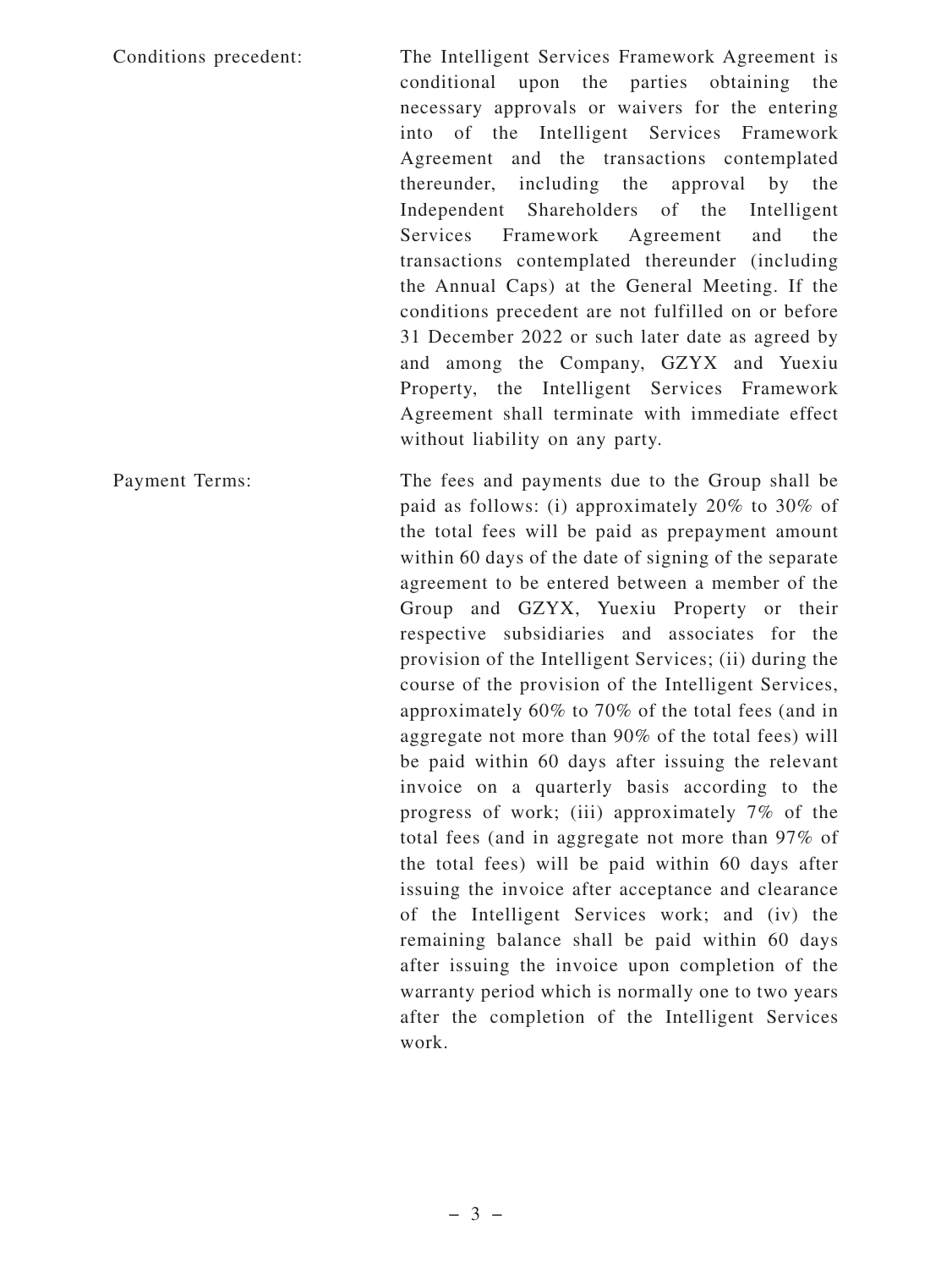| | |
|---|---|
| Conditions precedent: | The Intelligent Services Framework Agreement is conditional upon the parties obtaining the necessary approvals or waivers for the entering into of the Intelligent Services Framework Agreement and the transactions contemplated thereunder, including the approval by the Independent Shareholders of the Intelligent Services Framework Agreement and the transactions contemplated thereunder (including the Annual Caps) at the General Meeting. If the conditions precedent are not fulfilled on or before 31 December 2022 or such later date as agreed by and among the Company, GZYX and Yuexiu Property, the Intelligent Services Framework Agreement shall terminate with immediate effect without liability on any party. |
| Payment Terms: | The fees and payments due to the Group shall be paid as follows: (i) approximately 20% to 30% of the total fees will be paid as prepayment amount within 60 days of the date of signing of the separate agreement to be entered between a member of the Group and GZYX, Yuexiu Property or their respective subsidiaries and associates for the provision of the Intelligent Services; (ii) during the course of the provision of the Intelligent Services, approximately 60% to 70% of the total fees (and in aggregate not more than 90% of the total fees) will be paid within 60 days after issuing the relevant invoice on a quarterly basis according to the progress of work; (iii) approximately 7% of the total fees (and in aggregate not more than 97% of the total fees) will be paid within 60 days after issuing the invoice after acceptance and clearance of the Intelligent Services work; and (iv) the remaining balance shall be paid within 60 days after issuing the invoice upon completion of the warranty period which is normally one to two years after the completion of the Intelligent Services work. |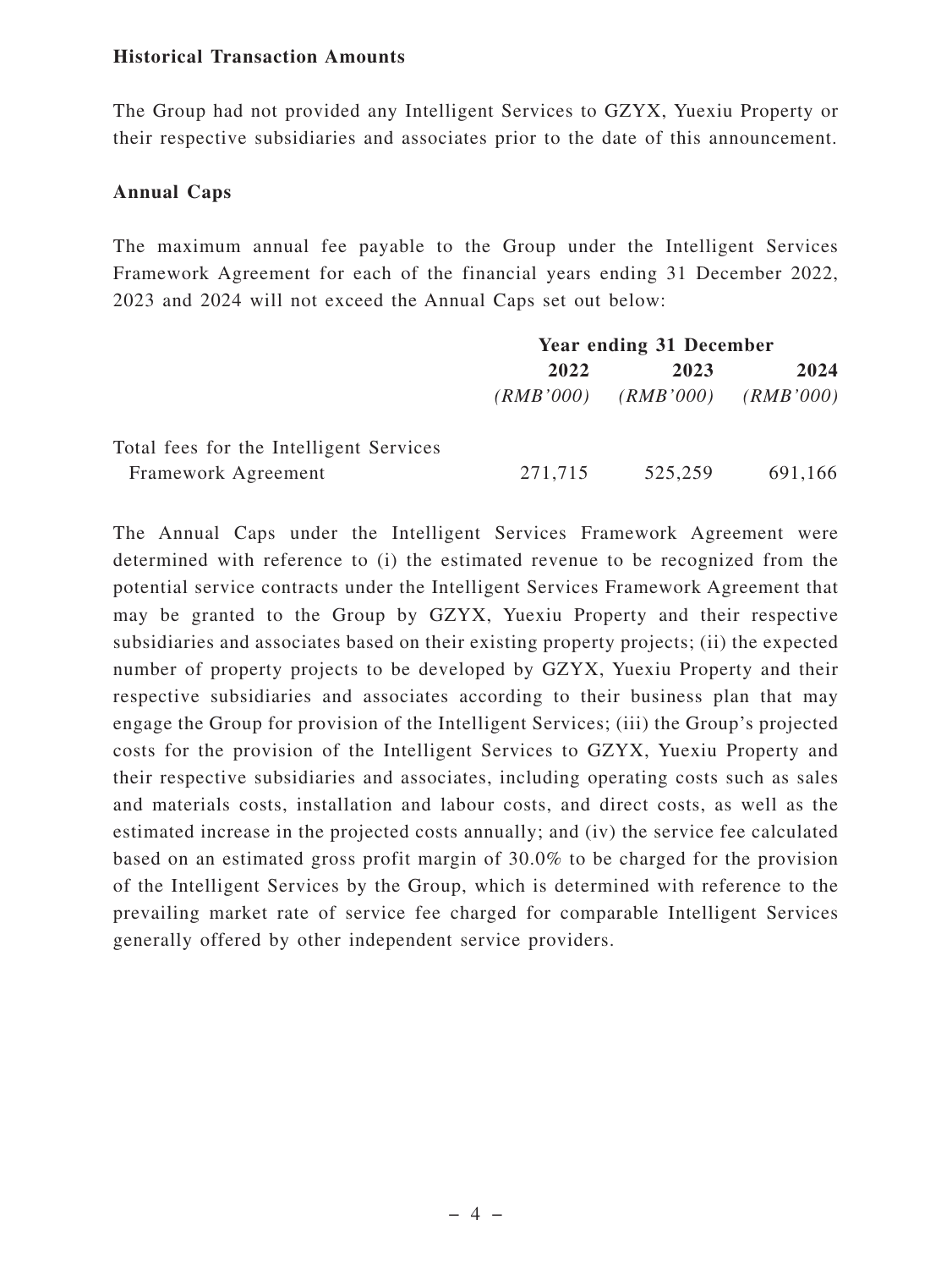**Historical Transaction Amounts**

The Group had not provided any Intelligent Services to GZYX, Yuexiu Property or their respective subsidiaries and associates prior to the date of this announcement.

**Annual Caps**

The maximum annual fee payable to the Group under the Intelligent Services Framework Agreement for each of the financial years ending 31 December 2022, 2023 and 2024 will not exceed the Annual Caps set out below:

| | **Year ending 31 December** | | |
|---|---|---|---|
| | **2022** | **2023** | **2024** |
| | *(RMB'000)* | *(RMB'000)* | *(RMB'000)* |
| Total fees for the Intelligent Services Framework Agreement | 271,715 | 525,259 | 691,166 |

The Annual Caps under the Intelligent Services Framework Agreement were determined with reference to (i) the estimated revenue to be recognized from the potential service contracts under the Intelligent Services Framework Agreement that may be granted to the Group by GZYX, Yuexiu Property and their respective subsidiaries and associates based on their existing property projects; (ii) the expected number of property projects to be developed by GZYX, Yuexiu Property and their respective subsidiaries and associates according to their business plan that may engage the Group for provision of the Intelligent Services; (iii) the Group's projected costs for the provision of the Intelligent Services to GZYX, Yuexiu Property and their respective subsidiaries and associates, including operating costs such as sales and materials costs, installation and labour costs, and direct costs, as well as the estimated increase in the projected costs annually; and (iv) the service fee calculated based on an estimated gross profit margin of 30.0% to be charged for the provision of the Intelligent Services by the Group, which is determined with reference to the prevailing market rate of service fee charged for comparable Intelligent Services generally offered by other independent service providers.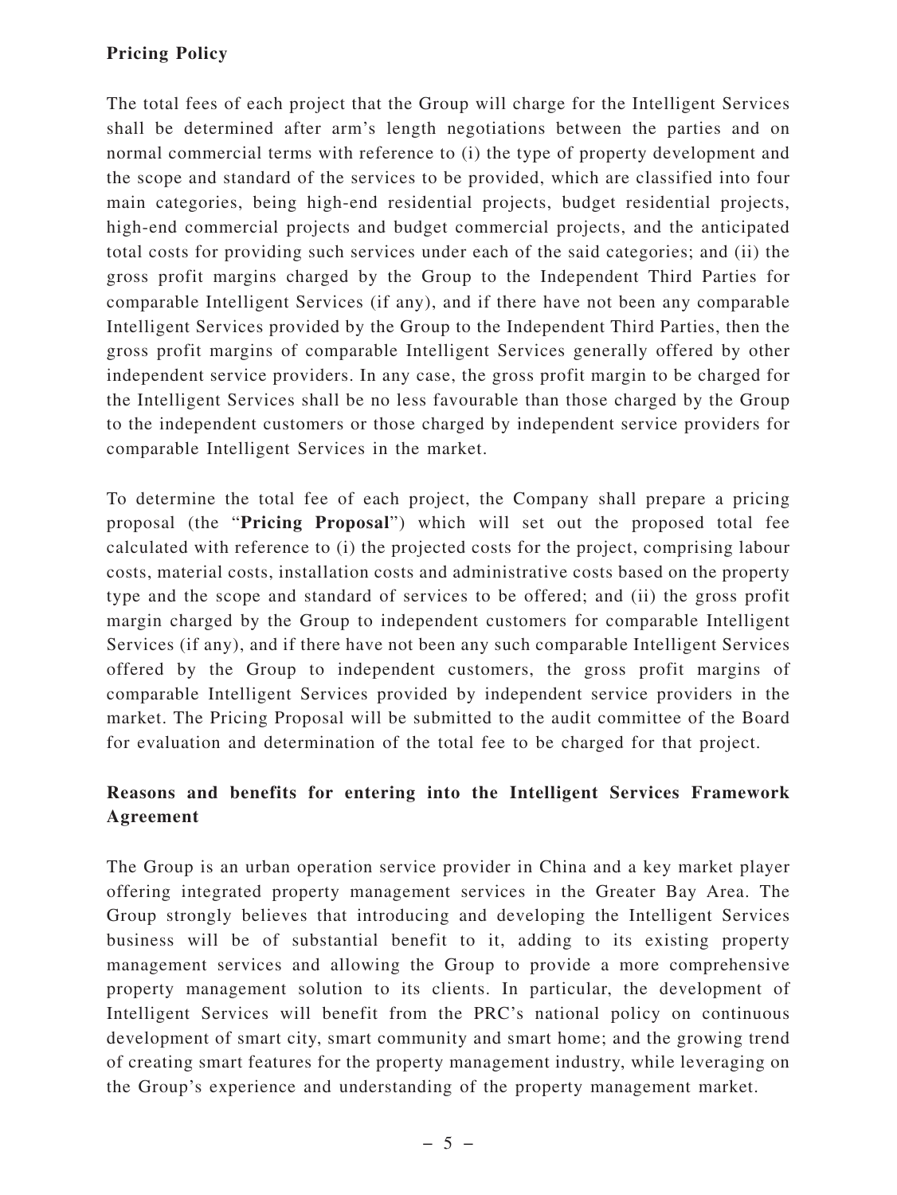**Pricing Policy**

The total fees of each project that the Group will charge for the Intelligent Services shall be determined after arm's length negotiations between the parties and on normal commercial terms with reference to (i) the type of property development and the scope and standard of the services to be provided, which are classified into four main categories, being high-end residential projects, budget residential projects, high-end commercial projects and budget commercial projects, and the anticipated total costs for providing such services under each of the said categories; and (ii) the gross profit margins charged by the Group to the Independent Third Parties for comparable Intelligent Services (if any), and if there have not been any comparable Intelligent Services provided by the Group to the Independent Third Parties, then the gross profit margins of comparable Intelligent Services generally offered by other independent service providers. In any case, the gross profit margin to be charged for the Intelligent Services shall be no less favourable than those charged by the Group to the independent customers or those charged by independent service providers for comparable Intelligent Services in the market.

To determine the total fee of each project, the Company shall prepare a pricing proposal (the "**Pricing Proposal**") which will set out the proposed total fee calculated with reference to (i) the projected costs for the project, comprising labour costs, material costs, installation costs and administrative costs based on the property type and the scope and standard of services to be offered; and (ii) the gross profit margin charged by the Group to independent customers for comparable Intelligent Services (if any), and if there have not been any such comparable Intelligent Services offered by the Group to independent customers, the gross profit margins of comparable Intelligent Services provided by independent service providers in the market. The Pricing Proposal will be submitted to the audit committee of the Board for evaluation and determination of the total fee to be charged for that project.

**Reasons and benefits for entering into the Intelligent Services Framework Agreement**

The Group is an urban operation service provider in China and a key market player offering integrated property management services in the Greater Bay Area. The Group strongly believes that introducing and developing the Intelligent Services business will be of substantial benefit to it, adding to its existing property management services and allowing the Group to provide a more comprehensive property management solution to its clients. In particular, the development of Intelligent Services will benefit from the PRC's national policy on continuous development of smart city, smart community and smart home; and the growing trend of creating smart features for the property management industry, while leveraging on the Group's experience and understanding of the property management market.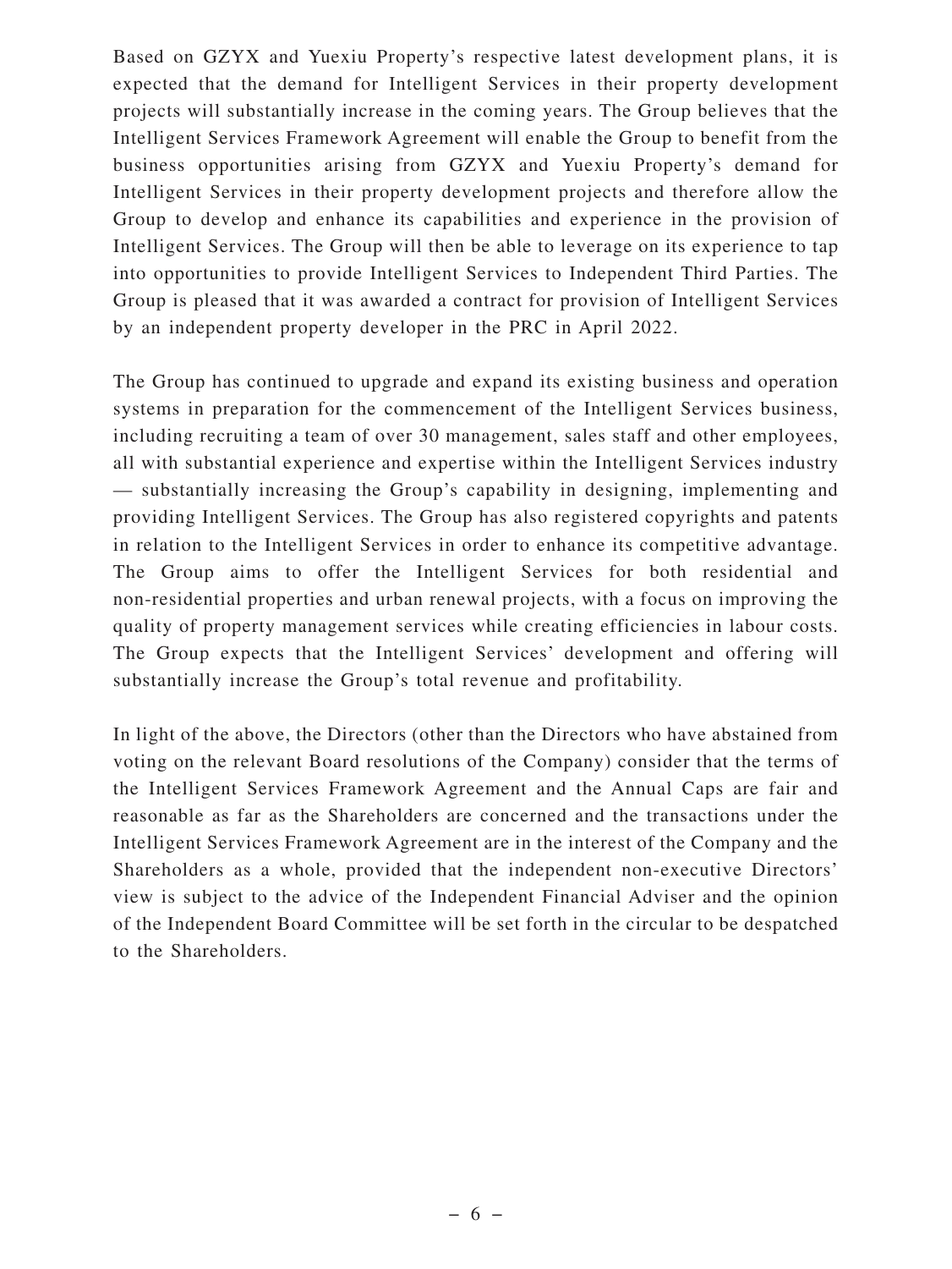Based on GZYX and Yuexiu Property's respective latest development plans, it is expected that the demand for Intelligent Services in their property development projects will substantially increase in the coming years. The Group believes that the Intelligent Services Framework Agreement will enable the Group to benefit from the business opportunities arising from GZYX and Yuexiu Property's demand for Intelligent Services in their property development projects and therefore allow the Group to develop and enhance its capabilities and experience in the provision of Intelligent Services. The Group will then be able to leverage on its experience to tap into opportunities to provide Intelligent Services to Independent Third Parties. The Group is pleased that it was awarded a contract for provision of Intelligent Services by an independent property developer in the PRC in April 2022.

The Group has continued to upgrade and expand its existing business and operation systems in preparation for the commencement of the Intelligent Services business, including recruiting a team of over 30 management, sales staff and other employees, all with substantial experience and expertise within the Intelligent Services industry — substantially increasing the Group's capability in designing, implementing and providing Intelligent Services. The Group has also registered copyrights and patents in relation to the Intelligent Services in order to enhance its competitive advantage. The Group aims to offer the Intelligent Services for both residential and non-residential properties and urban renewal projects, with a focus on improving the quality of property management services while creating efficiencies in labour costs. The Group expects that the Intelligent Services' development and offering will substantially increase the Group's total revenue and profitability.

In light of the above, the Directors (other than the Directors who have abstained from voting on the relevant Board resolutions of the Company) consider that the terms of the Intelligent Services Framework Agreement and the Annual Caps are fair and reasonable as far as the Shareholders are concerned and the transactions under the Intelligent Services Framework Agreement are in the interest of the Company and the Shareholders as a whole, provided that the independent non-executive Directors' view is subject to the advice of the Independent Financial Adviser and the opinion of the Independent Board Committee will be set forth in the circular to be despatched to the Shareholders.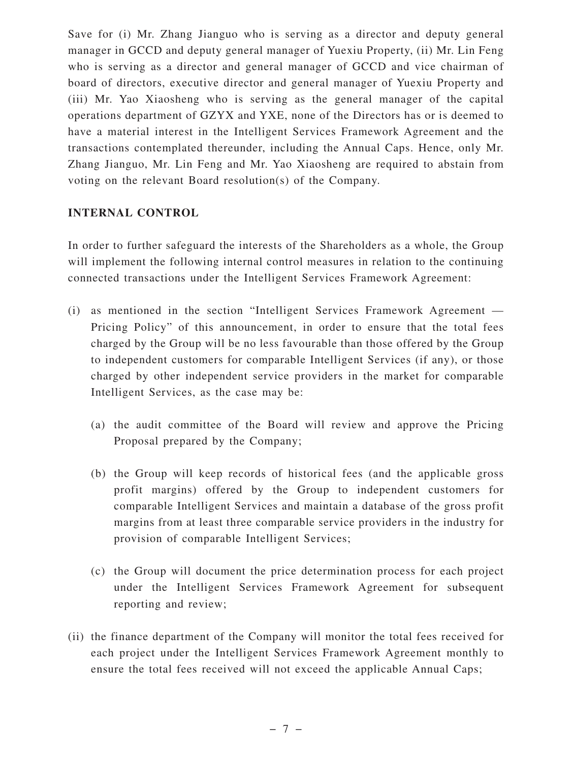Save for (i) Mr. Zhang Jianguo who is serving as a director and deputy general manager in GCCD and deputy general manager of Yuexiu Property, (ii) Mr. Lin Feng who is serving as a director and general manager of GCCD and vice chairman of board of directors, executive director and general manager of Yuexiu Property and (iii) Mr. Yao Xiaosheng who is serving as the general manager of the capital operations department of GZYX and YXE, none of the Directors has or is deemed to have a material interest in the Intelligent Services Framework Agreement and the transactions contemplated thereunder, including the Annual Caps. Hence, only Mr. Zhang Jianguo, Mr. Lin Feng and Mr. Yao Xiaosheng are required to abstain from voting on the relevant Board resolution(s) of the Company.

## INTERNAL CONTROL

In order to further safeguard the interests of the Shareholders as a whole, the Group will implement the following internal control measures in relation to the continuing connected transactions under the Intelligent Services Framework Agreement:

(i) as mentioned in the section "Intelligent Services Framework Agreement — Pricing Policy" of this announcement, in order to ensure that the total fees charged by the Group will be no less favourable than those offered by the Group to independent customers for comparable Intelligent Services (if any), or those charged by other independent service providers in the market for comparable Intelligent Services, as the case may be:

  (a) the audit committee of the Board will review and approve the Pricing Proposal prepared by the Company;

  (b) the Group will keep records of historical fees (and the applicable gross profit margins) offered by the Group to independent customers for comparable Intelligent Services and maintain a database of the gross profit margins from at least three comparable service providers in the industry for provision of comparable Intelligent Services;

  (c) the Group will document the price determination process for each project under the Intelligent Services Framework Agreement for subsequent reporting and review;

(ii) the finance department of the Company will monitor the total fees received for each project under the Intelligent Services Framework Agreement monthly to ensure the total fees received will not exceed the applicable Annual Caps;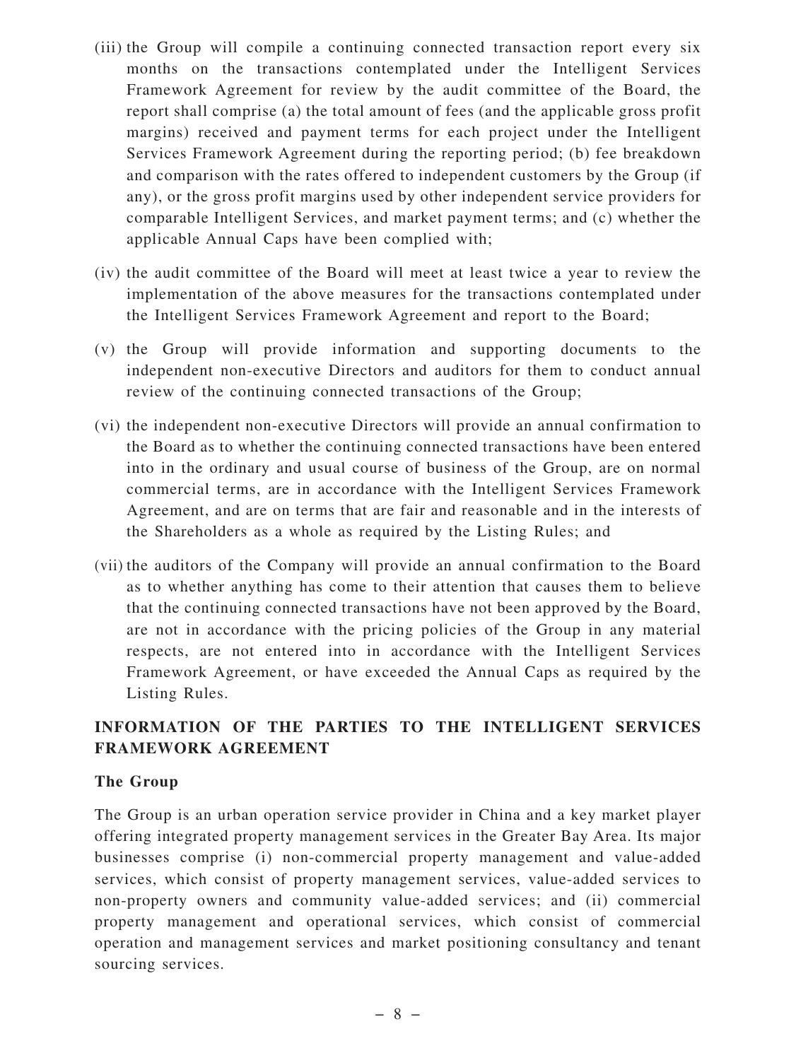(iii) the Group will compile a continuing connected transaction report every six months on the transactions contemplated under the Intelligent Services Framework Agreement for review by the audit committee of the Board, the report shall comprise (a) the total amount of fees (and the applicable gross profit margins) received and payment terms for each project under the Intelligent Services Framework Agreement during the reporting period; (b) fee breakdown and comparison with the rates offered to independent customers by the Group (if any), or the gross profit margins used by other independent service providers for comparable Intelligent Services, and market payment terms; and (c) whether the applicable Annual Caps have been complied with;

(iv) the audit committee of the Board will meet at least twice a year to review the implementation of the above measures for the transactions contemplated under the Intelligent Services Framework Agreement and report to the Board;

(v) the Group will provide information and supporting documents to the independent non-executive Directors and auditors for them to conduct annual review of the continuing connected transactions of the Group;

(vi) the independent non-executive Directors will provide an annual confirmation to the Board as to whether the continuing connected transactions have been entered into in the ordinary and usual course of business of the Group, are on normal commercial terms, are in accordance with the Intelligent Services Framework Agreement, and are on terms that are fair and reasonable and in the interests of the Shareholders as a whole as required by the Listing Rules; and

(vii) the auditors of the Company will provide an annual confirmation to the Board as to whether anything has come to their attention that causes them to believe that the continuing connected transactions have not been approved by the Board, are not in accordance with the pricing policies of the Group in any material respects, are not entered into in accordance with the Intelligent Services Framework Agreement, or have exceeded the Annual Caps as required by the Listing Rules.

## INFORMATION OF THE PARTIES TO THE INTELLIGENT SERVICES FRAMEWORK AGREEMENT

### The Group

The Group is an urban operation service provider in China and a key market player offering integrated property management services in the Greater Bay Area. Its major businesses comprise (i) non-commercial property management and value-added services, which consist of property management services, value-added services to non-property owners and community value-added services; and (ii) commercial property management and operational services, which consist of commercial operation and management services and market positioning consultancy and tenant sourcing services.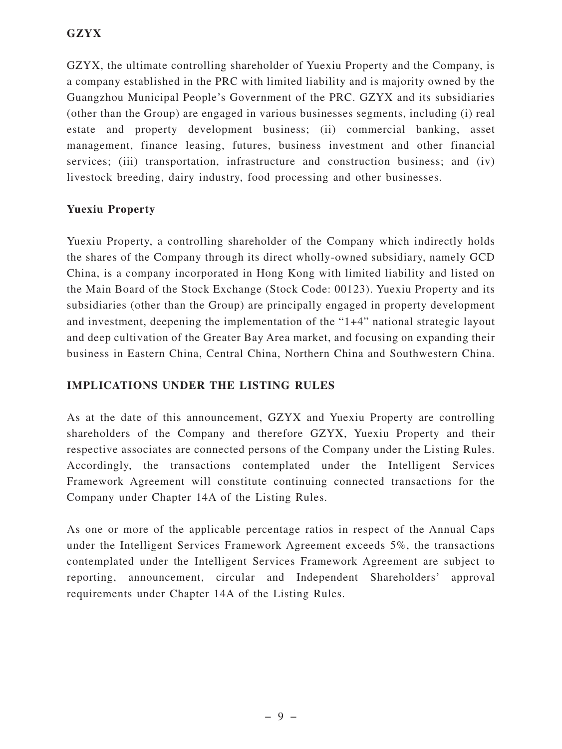**GZYX**

GZYX, the ultimate controlling shareholder of Yuexiu Property and the Company, is a company established in the PRC with limited liability and is majority owned by the Guangzhou Municipal People's Government of the PRC. GZYX and its subsidiaries (other than the Group) are engaged in various businesses segments, including (i) real estate and property development business; (ii) commercial banking, asset management, finance leasing, futures, business investment and other financial services; (iii) transportation, infrastructure and construction business; and (iv) livestock breeding, dairy industry, food processing and other businesses.

**Yuexiu Property**

Yuexiu Property, a controlling shareholder of the Company which indirectly holds the shares of the Company through its direct wholly-owned subsidiary, namely GCD China, is a company incorporated in Hong Kong with limited liability and listed on the Main Board of the Stock Exchange (Stock Code: 00123). Yuexiu Property and its subsidiaries (other than the Group) are principally engaged in property development and investment, deepening the implementation of the "1+4" national strategic layout and deep cultivation of the Greater Bay Area market, and focusing on expanding their business in Eastern China, Central China, Northern China and Southwestern China.

## IMPLICATIONS UNDER THE LISTING RULES

As at the date of this announcement, GZYX and Yuexiu Property are controlling shareholders of the Company and therefore GZYX, Yuexiu Property and their respective associates are connected persons of the Company under the Listing Rules. Accordingly, the transactions contemplated under the Intelligent Services Framework Agreement will constitute continuing connected transactions for the Company under Chapter 14A of the Listing Rules.

As one or more of the applicable percentage ratios in respect of the Annual Caps under the Intelligent Services Framework Agreement exceeds 5%, the transactions contemplated under the Intelligent Services Framework Agreement are subject to reporting, announcement, circular and Independent Shareholders' approval requirements under Chapter 14A of the Listing Rules.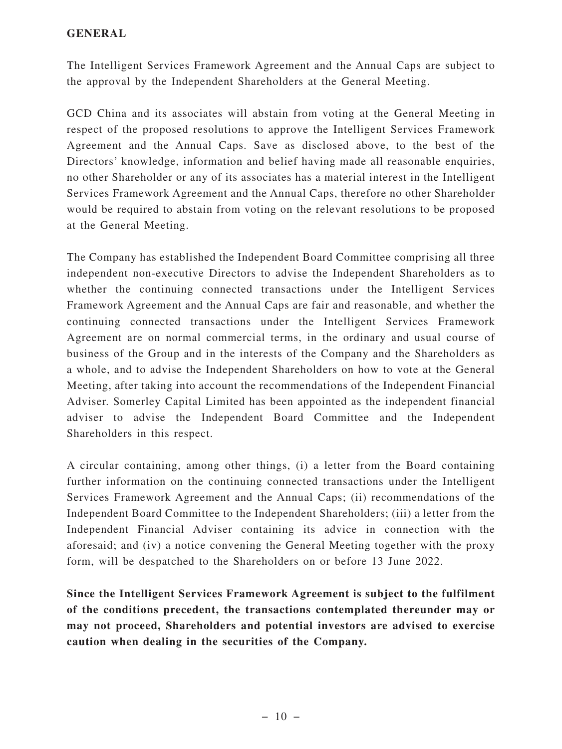## GENERAL

The Intelligent Services Framework Agreement and the Annual Caps are subject to the approval by the Independent Shareholders at the General Meeting.

GCD China and its associates will abstain from voting at the General Meeting in respect of the proposed resolutions to approve the Intelligent Services Framework Agreement and the Annual Caps. Save as disclosed above, to the best of the Directors' knowledge, information and belief having made all reasonable enquiries, no other Shareholder or any of its associates has a material interest in the Intelligent Services Framework Agreement and the Annual Caps, therefore no other Shareholder would be required to abstain from voting on the relevant resolutions to be proposed at the General Meeting.

The Company has established the Independent Board Committee comprising all three independent non-executive Directors to advise the Independent Shareholders as to whether the continuing connected transactions under the Intelligent Services Framework Agreement and the Annual Caps are fair and reasonable, and whether the continuing connected transactions under the Intelligent Services Framework Agreement are on normal commercial terms, in the ordinary and usual course of business of the Group and in the interests of the Company and the Shareholders as a whole, and to advise the Independent Shareholders on how to vote at the General Meeting, after taking into account the recommendations of the Independent Financial Adviser. Somerley Capital Limited has been appointed as the independent financial adviser to advise the Independent Board Committee and the Independent Shareholders in this respect.

A circular containing, among other things, (i) a letter from the Board containing further information on the continuing connected transactions under the Intelligent Services Framework Agreement and the Annual Caps; (ii) recommendations of the Independent Board Committee to the Independent Shareholders; (iii) a letter from the Independent Financial Adviser containing its advice in connection with the aforesaid; and (iv) a notice convening the General Meeting together with the proxy form, will be despatched to the Shareholders on or before 13 June 2022.

**Since the Intelligent Services Framework Agreement is subject to the fulfilment of the conditions precedent, the transactions contemplated thereunder may or may not proceed, Shareholders and potential investors are advised to exercise caution when dealing in the securities of the Company.**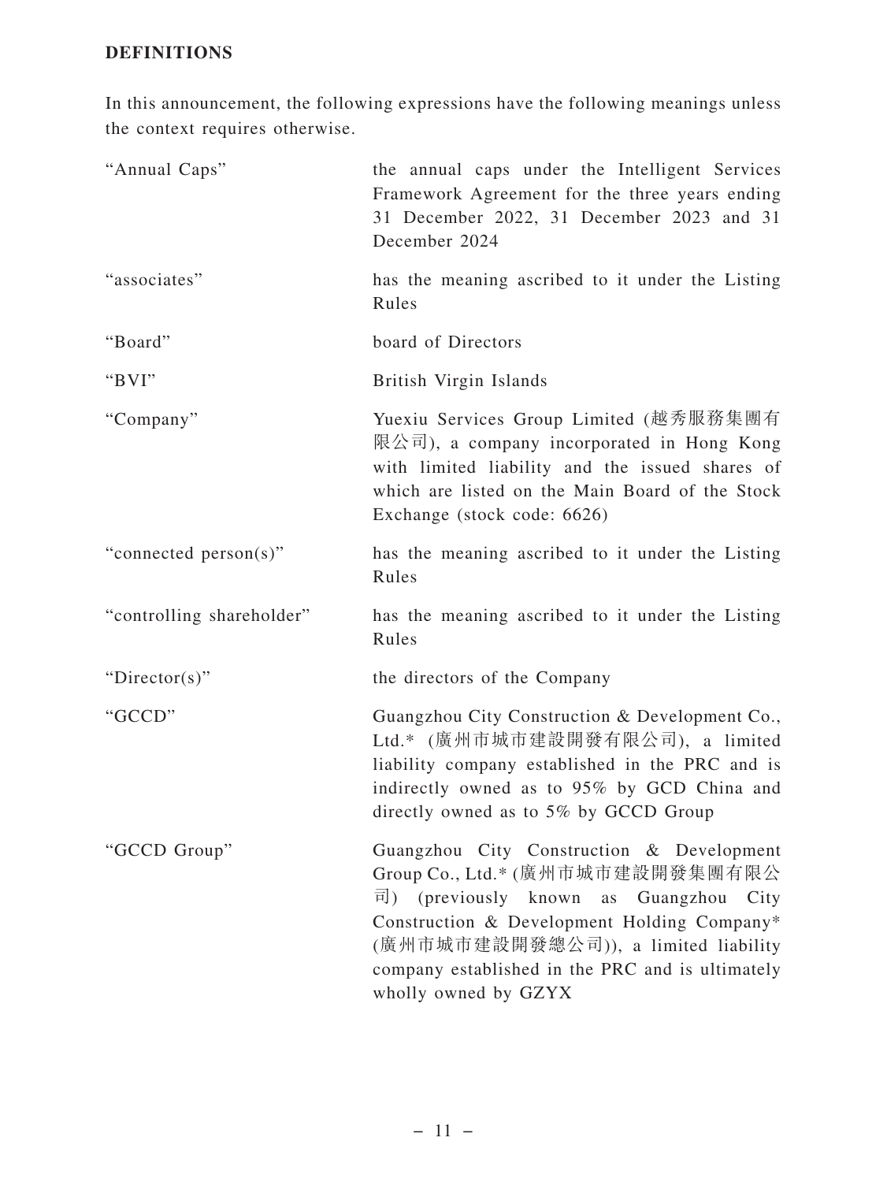## DEFINITIONS

In this announcement, the following expressions have the following meanings unless the context requires otherwise.

| | |
|---|---|
| "Annual Caps" | the annual caps under the Intelligent Services Framework Agreement for the three years ending 31 December 2022, 31 December 2023 and 31 December 2024 |
| "associates" | has the meaning ascribed to it under the Listing Rules |
| "Board" | board of Directors |
| "BVI" | British Virgin Islands |
| "Company" | Yuexiu Services Group Limited (越秀服務集團有限公司), a company incorporated in Hong Kong with limited liability and the issued shares of which are listed on the Main Board of the Stock Exchange (stock code: 6626) |
| "connected person(s)" | has the meaning ascribed to it under the Listing Rules |
| "controlling shareholder" | has the meaning ascribed to it under the Listing Rules |
| "Director(s)" | the directors of the Company |
| "GCCD" | Guangzhou City Construction & Development Co., Ltd.* (廣州市城市建設開發有限公司), a limited liability company established in the PRC and is indirectly owned as to 95% by GCD China and directly owned as to 5% by GCCD Group |
| "GCCD Group" | Guangzhou City Construction & Development Group Co., Ltd.* (廣州市城市建設開發集團有限公司) (previously known as Guangzhou City Construction & Development Holding Company* (廣州市城市建設開發總公司)), a limited liability company established in the PRC and is ultimately wholly owned by GZYX |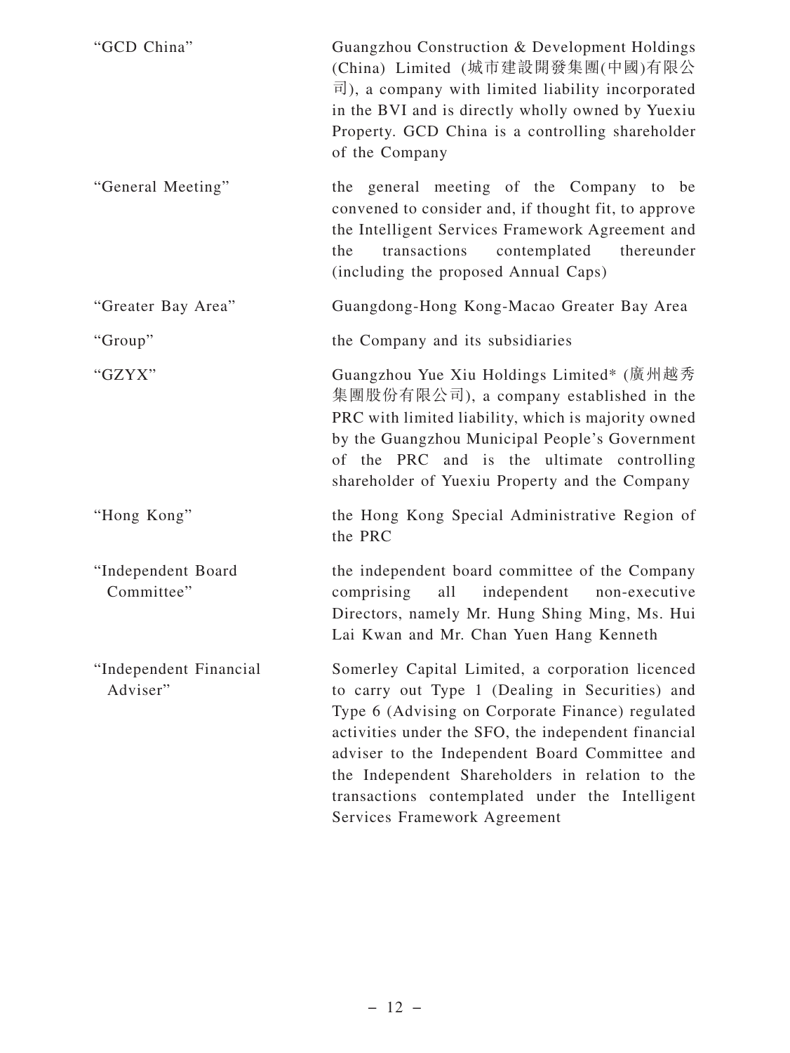| | |
|---|---|
| "GCD China" | Guangzhou Construction & Development Holdings (China) Limited (城市建設開發集團(中國)有限公司), a company with limited liability incorporated in the BVI and is directly wholly owned by Yuexiu Property. GCD China is a controlling shareholder of the Company |
| "General Meeting" | the general meeting of the Company to be convened to consider and, if thought fit, to approve the Intelligent Services Framework Agreement and the transactions contemplated thereunder (including the proposed Annual Caps) |
| "Greater Bay Area" | Guangdong-Hong Kong-Macao Greater Bay Area |
| "Group" | the Company and its subsidiaries |
| "GZYX" | Guangzhou Yue Xiu Holdings Limited* (廣州越秀集團股份有限公司), a company established in the PRC with limited liability, which is majority owned by the Guangzhou Municipal People's Government of the PRC and is the ultimate controlling shareholder of Yuexiu Property and the Company |
| "Hong Kong" | the Hong Kong Special Administrative Region of the PRC |
| "Independent Board Committee" | the independent board committee of the Company comprising all independent non-executive Directors, namely Mr. Hung Shing Ming, Ms. Hui Lai Kwan and Mr. Chan Yuen Hang Kenneth |
| "Independent Financial Adviser" | Somerley Capital Limited, a corporation licenced to carry out Type 1 (Dealing in Securities) and Type 6 (Advising on Corporate Finance) regulated activities under the SFO, the independent financial adviser to the Independent Board Committee and the Independent Shareholders in relation to the transactions contemplated under the Intelligent Services Framework Agreement |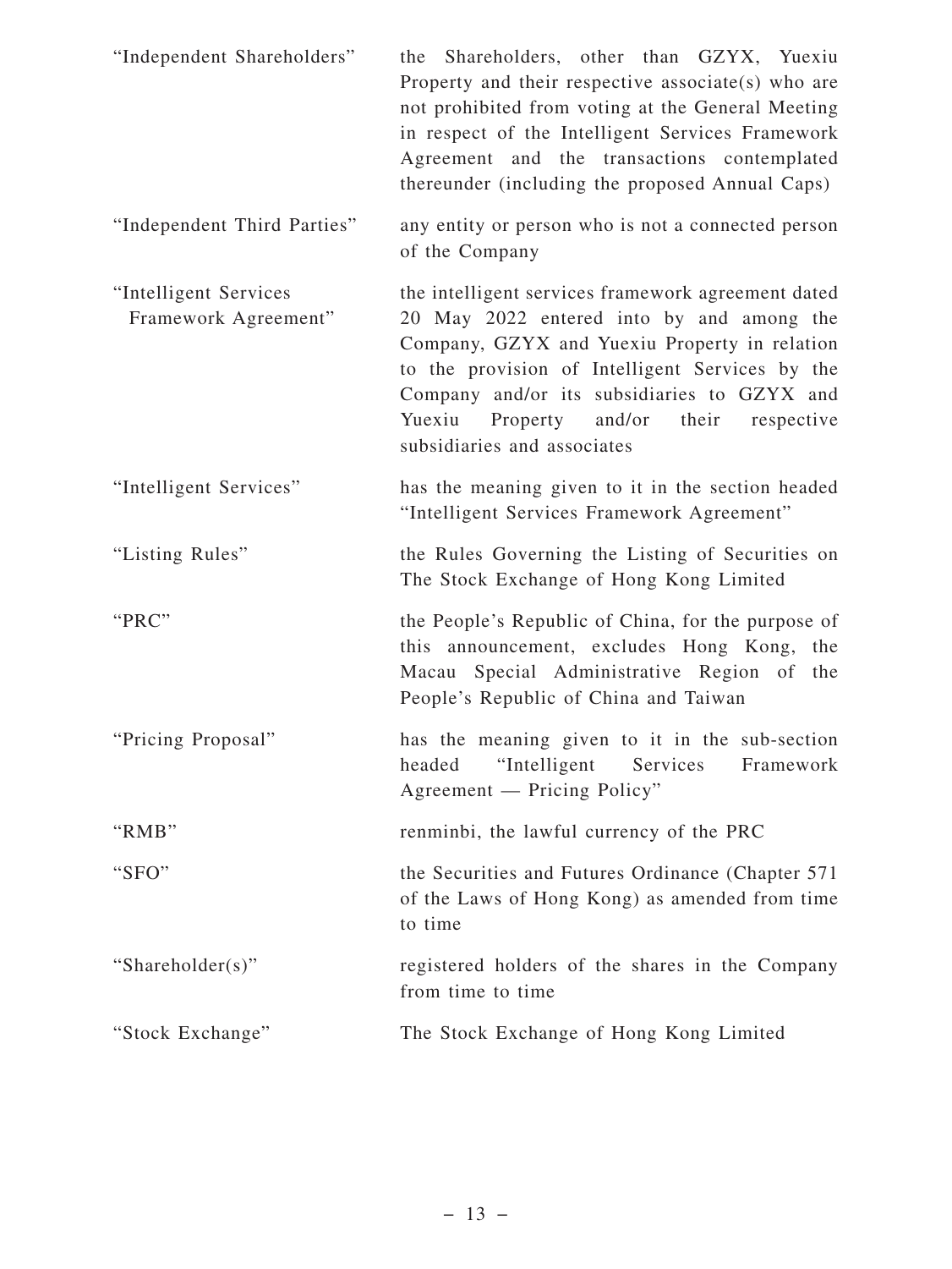| | |
|---|---|
| "Independent Shareholders" | the Shareholders, other than GZYX, Yuexiu Property and their respective associate(s) who are not prohibited from voting at the General Meeting in respect of the Intelligent Services Framework Agreement and the transactions contemplated thereunder (including the proposed Annual Caps) |
| "Independent Third Parties" | any entity or person who is not a connected person of the Company |
| "Intelligent Services Framework Agreement" | the intelligent services framework agreement dated 20 May 2022 entered into by and among the Company, GZYX and Yuexiu Property in relation to the provision of Intelligent Services by the Company and/or its subsidiaries to GZYX and Yuexiu Property and/or their respective subsidiaries and associates |
| "Intelligent Services" | has the meaning given to it in the section headed "Intelligent Services Framework Agreement" |
| "Listing Rules" | the Rules Governing the Listing of Securities on The Stock Exchange of Hong Kong Limited |
| "PRC" | the People's Republic of China, for the purpose of this announcement, excludes Hong Kong, the Macau Special Administrative Region of the People's Republic of China and Taiwan |
| "Pricing Proposal" | has the meaning given to it in the sub-section headed "Intelligent Services Framework Agreement — Pricing Policy" |
| "RMB" | renminbi, the lawful currency of the PRC |
| "SFO" | the Securities and Futures Ordinance (Chapter 571 of the Laws of Hong Kong) as amended from time to time |
| "Shareholder(s)" | registered holders of the shares in the Company from time to time |
| "Stock Exchange" | The Stock Exchange of Hong Kong Limited |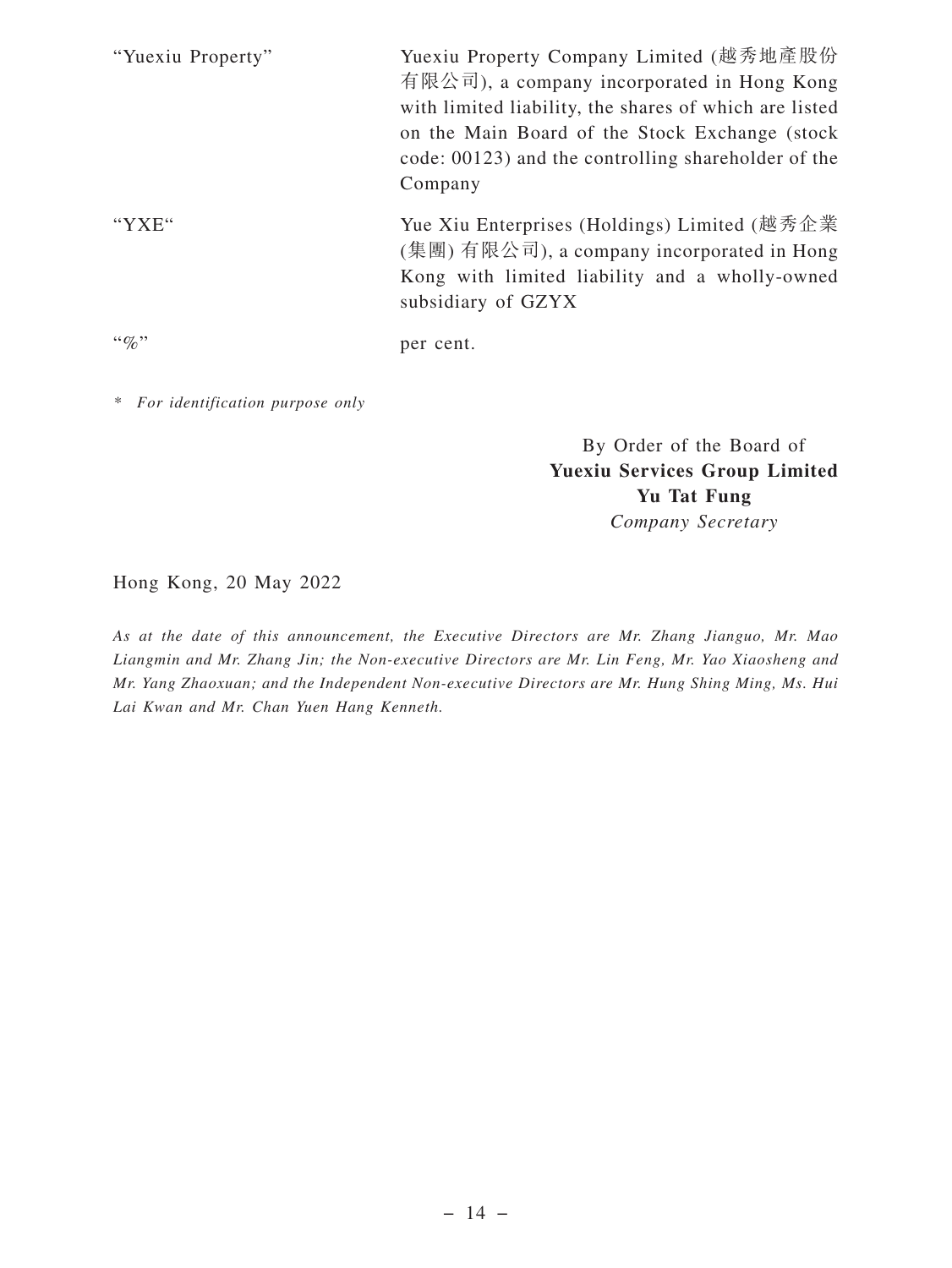| | |
|---|---|
| "Yuexiu Property" | Yuexiu Property Company Limited (越秀地產股份有限公司), a company incorporated in Hong Kong with limited liability, the shares of which are listed on the Main Board of the Stock Exchange (stock code: 00123) and the controlling shareholder of the Company |
| "YXE" | Yue Xiu Enterprises (Holdings) Limited (越秀企業(集團) 有限公司), a company incorporated in Hong Kong with limited liability and a wholly-owned subsidiary of GZYX |
| "%" | per cent. |

* *For identification purpose only*

By Order of the Board of
**Yuexiu Services Group Limited**
**Yu Tat Fung**
*Company Secretary*

Hong Kong, 20 May 2022

*As at the date of this announcement, the Executive Directors are Mr. Zhang Jianguo, Mr. Mao Liangmin and Mr. Zhang Jin; the Non-executive Directors are Mr. Lin Feng, Mr. Yao Xiaosheng and Mr. Yang Zhaoxuan; and the Independent Non-executive Directors are Mr. Hung Shing Ming, Ms. Hui Lai Kwan and Mr. Chan Yuen Hang Kenneth.*